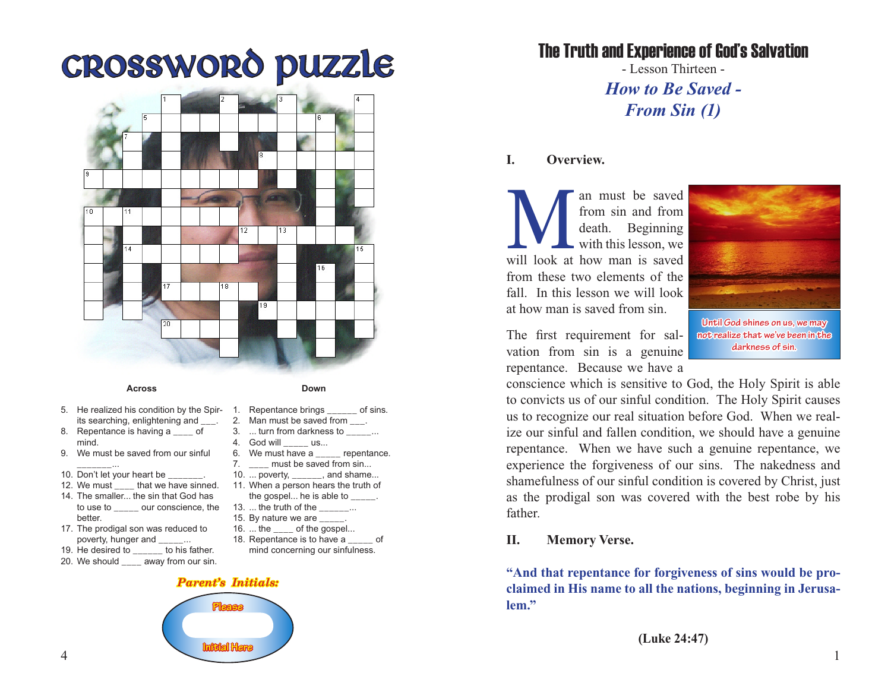# Crossword Puzzle

**Across**

5. He realized his condition by the Spirits searching, enlightening and ___.
8. Repentance is having a ____ of mind.
9. We must be saved from our sinful _______...
10. Don't let your heart be _______.
12. We must ____ that we have sinned.
14. The smaller... the sin that God has to use to _____ our conscience, the better.
17. The prodigal son was reduced to poverty, hunger and _____...
19. He desired to ______ to his father.
20. We should ____ away from our sin.

**Down**

1. Repentance brings ______ of sins.
2. Man must be saved from ___.
3. ... turn from darkness to _____...
4. God will _____ us...
6. We must have a _____ repentance.
7. ____ must be saved from sin...
10. ... poverty, ______, and shame...
11. When a person hears the truth of the gospel... he is able to _____.
13. ... the truth of the ______...
15. By nature we are _____.
16. ... the ____ of the gospel...
18. Repentance is to have a _____ of mind concerning our sinfulness.

*Parent's Initials:*

Please Initial Here

# The Truth and Experience of God's Salvation

- Lesson Thirteen -

## *How to Be Saved - From Sin (1)*

### I. Overview.

Man must be saved from sin and from death. Beginning with this lesson, we will look at how man is saved from these two elements of the fall. In this lesson we will look at how man is saved from sin.

Until God shines on us, we may not realize that we've been in the darkness of sin.

The first requirement for salvation from sin is a genuine repentance. Because we have a conscience which is sensitive to God, the Holy Spirit is able to convicts us of our sinful condition. The Holy Spirit causes us to recognize our real situation before God. When we realize our sinful and fallen condition, we should have a genuine repentance. When we have such a genuine repentance, we experience the forgiveness of our sins. The nakedness and shamefulness of our sinful condition is covered by Christ, just as the prodigal son was covered with the best robe by his father.

### II. Memory Verse.

**"And that repentance for forgiveness of sins would be proclaimed in His name to all the nations, beginning in Jerusalem."**

**(Luke 24:47)**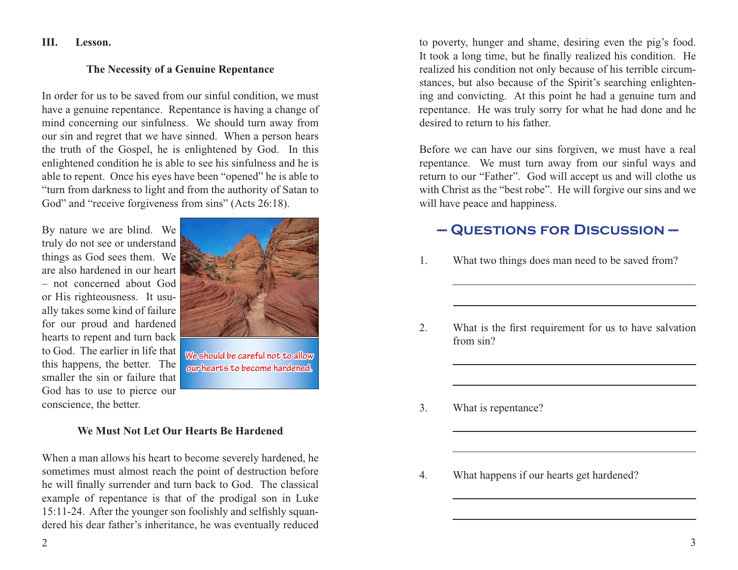## III. Lesson.

### The Necessity of a Genuine Repentance

In order for us to be saved from our sinful condition, we must have a genuine repentance. Repentance is having a change of mind concerning our sinfulness. We should turn away from our sin and regret that we have sinned. When a person hears the truth of the Gospel, he is enlightened by God. In this enlightened condition he is able to see his sinfulness and he is able to repent. Once his eyes have been "opened" he is able to "turn from darkness to light and from the authority of Satan to God" and "receive forgiveness from sins" (Acts 26:18).

By nature we are blind. We truly do not see or understand things as God sees them. We are also hardened in our heart – not concerned about God or His righteousness. It usually takes some kind of failure for our proud and hardened hearts to repent and turn back to God. The earlier in life that this happens, the better. The smaller the sin or failure that God has to use to pierce our conscience, the better.

We should be careful not to allow our hearts to become hardened.

### We Must Not Let Our Hearts Be Hardened

When a man allows his heart to become severely hardened, he sometimes must almost reach the point of destruction before he will finally surrender and turn back to God. The classical example of repentance is that of the prodigal son in Luke 15:11-24. After the younger son foolishly and selfishly squandered his dear father's inheritance, he was eventually reduced to poverty, hunger and shame, desiring even the pig's food. It took a long time, but he finally realized his condition. He realized his condition not only because of his terrible circumstances, but also because of the Spirit's searching enlightening and convicting. At this point he had a genuine turn and repentance. He was truly sorry for what he had done and he desired to return to his father.

Before we can have our sins forgiven, we must have a real repentance. We must turn away from our sinful ways and return to our "Father". God will accept us and will clothe us with Christ as the "best robe". He will forgive our sins and we will have peace and happiness.

## Questions for Discussion

1. What two things does man need to be saved from?

______________________________________

______________________________________

2. What is the first requirement for us to have salvation from sin?

______________________________________

______________________________________

3. What is repentance?

______________________________________

______________________________________

4. What happens if our hearts get hardened?

______________________________________

______________________________________